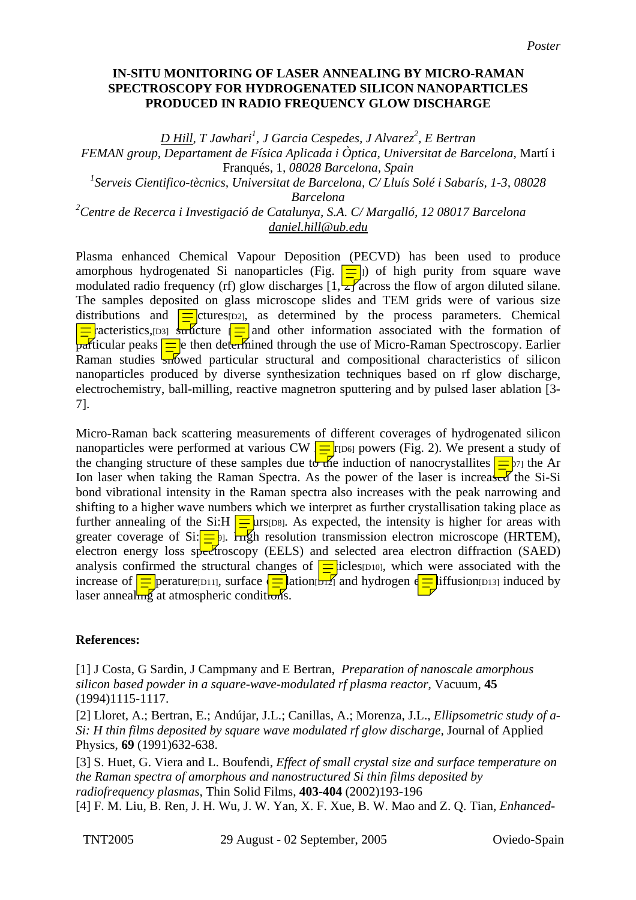*Poster*

**IN-SITU MONITORING OF LASER ANNEALING BY MICRO-RAMAN SPECTROSCOPY FOR HYDROGENATED SILICON NANOPARTICLES PRODUCED IN RADIO FREQUENCY GLOW DISCHARGE**

*D Hill, T Jawhari[1], J Garcia Cespedes, J Alvarez[2], E Bertran*
*FEMAN group, Departament de Física Aplicada i Òptica, Universitat de Barcelona*, Martí i Franqués, 1, *08028 Barcelona, Spain*
[1]*Serveis Cientifico-tècnics, Universitat de Barcelona, C/ Lluís Solé i Sabarís, 1-3, 08028 Barcelona*
[2]*Centre de Recerca i Investigació de Catalunya, S.A. C/ Margalló, 12 08017 Barcelona*
daniel.hill@ub.edu

Plasma enhanced Chemical Vapour Deposition (PECVD) has been used to produce amorphous hydrogenated Si nanoparticles (Fig. 1) of high purity from square wave modulated radio frequency (rf) glow discharges [1, 2] across the flow of argon diluted silane. The samples deposited on glass microscope slides and TEM grids were of various size distributions and structures[D2], as determined by the process parameters. Chemical characteristics,[D3] structure [ and other information associated with the formation of particular peaks were then determined through the use of Micro-Raman Spectroscopy. Earlier Raman studies showed particular structural and compositional characteristics of silicon nanoparticles produced by diverse synthesization techniques based on rf glow discharge, electrochemistry, ball-milling, reactive magnetron sputtering and by pulsed laser ablation [3-7].

Micro-Raman back scattering measurements of different coverages of hydrogenated silicon nanoparticles were performed at various CW laser[D6] powers (Fig. 2). We present a study of the changing structure of these samples due to the induction of nanocrystallites [D7] the Ar Ion laser when taking the Raman Spectra. As the power of the laser is increased the Si-Si bond vibrational intensity in the Raman spectra also increases with the peak narrowing and shifting to a higher wave numbers which we interpret as further crystallisation taking place as further annealing of the Si:H occurs[D8]. As expected, the intensity is higher for areas with greater coverage of Si:H[D9]. High resolution transmission electron microscope (HRTEM), electron energy loss spectroscopy (EELS) and selected area electron diffraction (SAED) analysis confirmed the structural changes of particles[D10], which were associated with the increase of temperature[D11], surface oxidation[D12] and hydrogen effusion/diffusion[D13] induced by laser annealing at atmospheric conditions.

**References:**

[1] J Costa, G Sardin, J Campmany and E Bertran, *Preparation of nanoscale amorphous silicon based powder in a square-wave-modulated rf plasma reactor*, Vacuum, **45** (1994)1115-1117.

[2] Lloret, A.; Bertran, E.; Andújar, J.L.; Canillas, A.; Morenza, J.L., *Ellipsometric study of a-Si: H thin films deposited by square wave modulated rf glow discharge*, Journal of Applied Physics, **69** (1991)632-638.

[3] S. Huet, G. Viera and L. Boufendi, *Effect of small crystal size and surface temperature on the Raman spectra of amorphous and nanostructured Si thin films deposited by radiofrequency plasmas*, Thin Solid Films, **403-404** (2002)193-196

[4] F. M. Liu, B. Ren, J. H. Wu, J. W. Yan, X. F. Xue, B. W. Mao and Z. Q. Tian, *Enhanced-*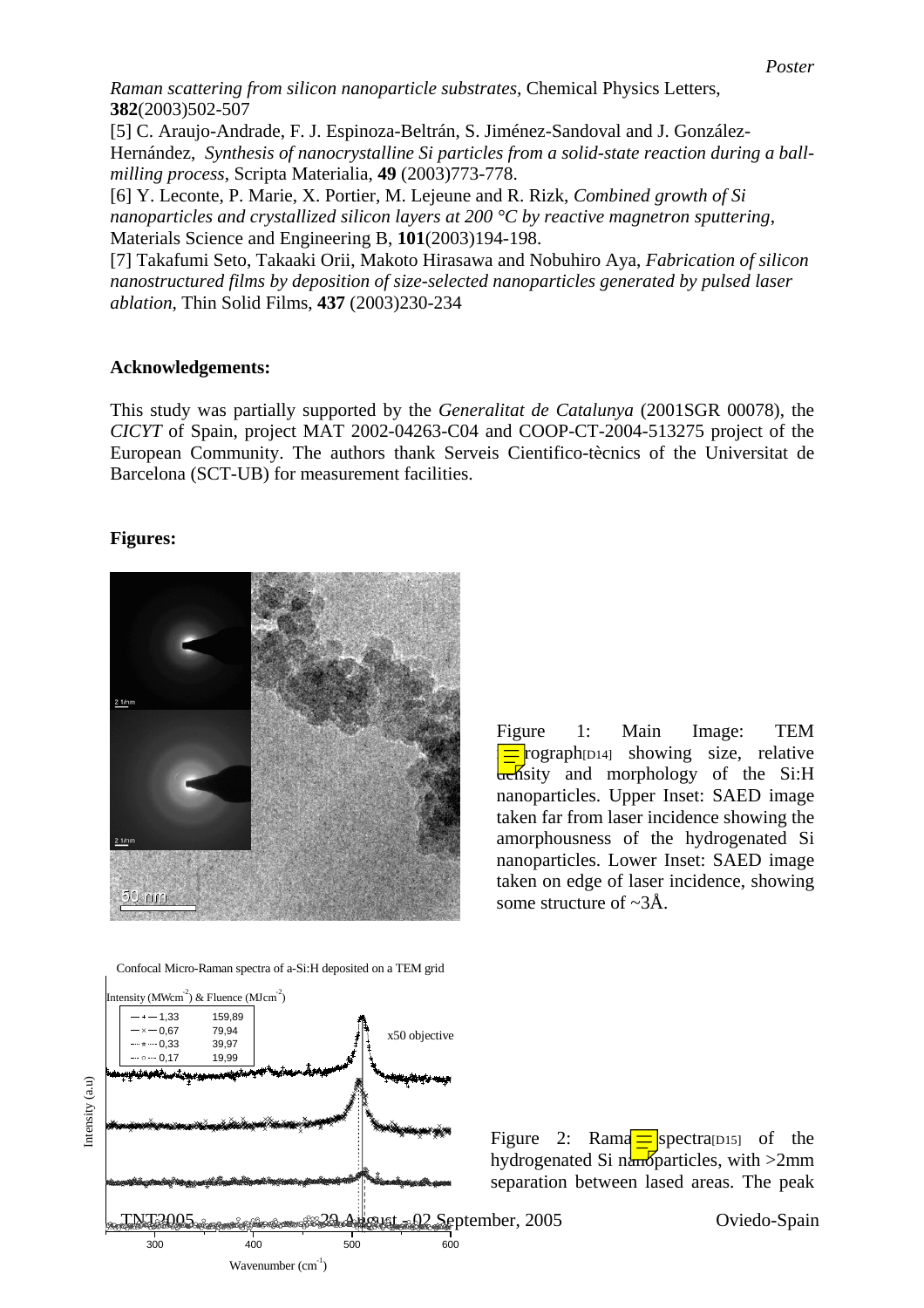*Raman scattering from silicon nanoparticle substrates*, Chemical Physics Letters, **382**(2003)502-507

[5] C. Araujo-Andrade, F. J. Espinoza-Beltrán, S. Jiménez-Sandoval and J. González-Hernández, *Synthesis of nanocrystalline Si particles from a solid-state reaction during a ball-milling process*, Scripta Materialia, **49** (2003)773-778.

[6] Y. Leconte, P. Marie, X. Portier, M. Lejeune and R. Rizk, *Combined growth of Si nanoparticles and crystallized silicon layers at 200 °C by reactive magnetron sputtering*, Materials Science and Engineering B, **101**(2003)194-198.

[7] Takafumi Seto, Takaaki Orii, Makoto Hirasawa and Nobuhiro Aya, *Fabrication of silicon nanostructured films by deposition of size-selected nanoparticles generated by pulsed laser ablation*, Thin Solid Films, **437** (2003)230-234

**Acknowledgements:**

This study was partially supported by the *Generalitat de Catalunya* (2001SGR 00078), the *CICYT* of Spain, project MAT 2002-04263-C04 and COOP-CT-2004-513275 project of the European Community. The authors thank Serveis Cientifico-tècnics of the Universitat de Barcelona (SCT-UB) for measurement facilities.

**Figures:**

Figure 1: Main Image: TEM micrograph[D14] showing size, relative density and morphology of the Si:H nanoparticles. Upper Inset: SAED image taken far from laser incidence showing the amorphousness of the hydrogenated Si nanoparticles. Lower Inset: SAED image taken on edge of laser incidence, showing some structure of ~3Å.

Figure 2: Raman spectra[D15] of the hydrogenated Si nanoparticles, with >2mm separation between lased areas. The peak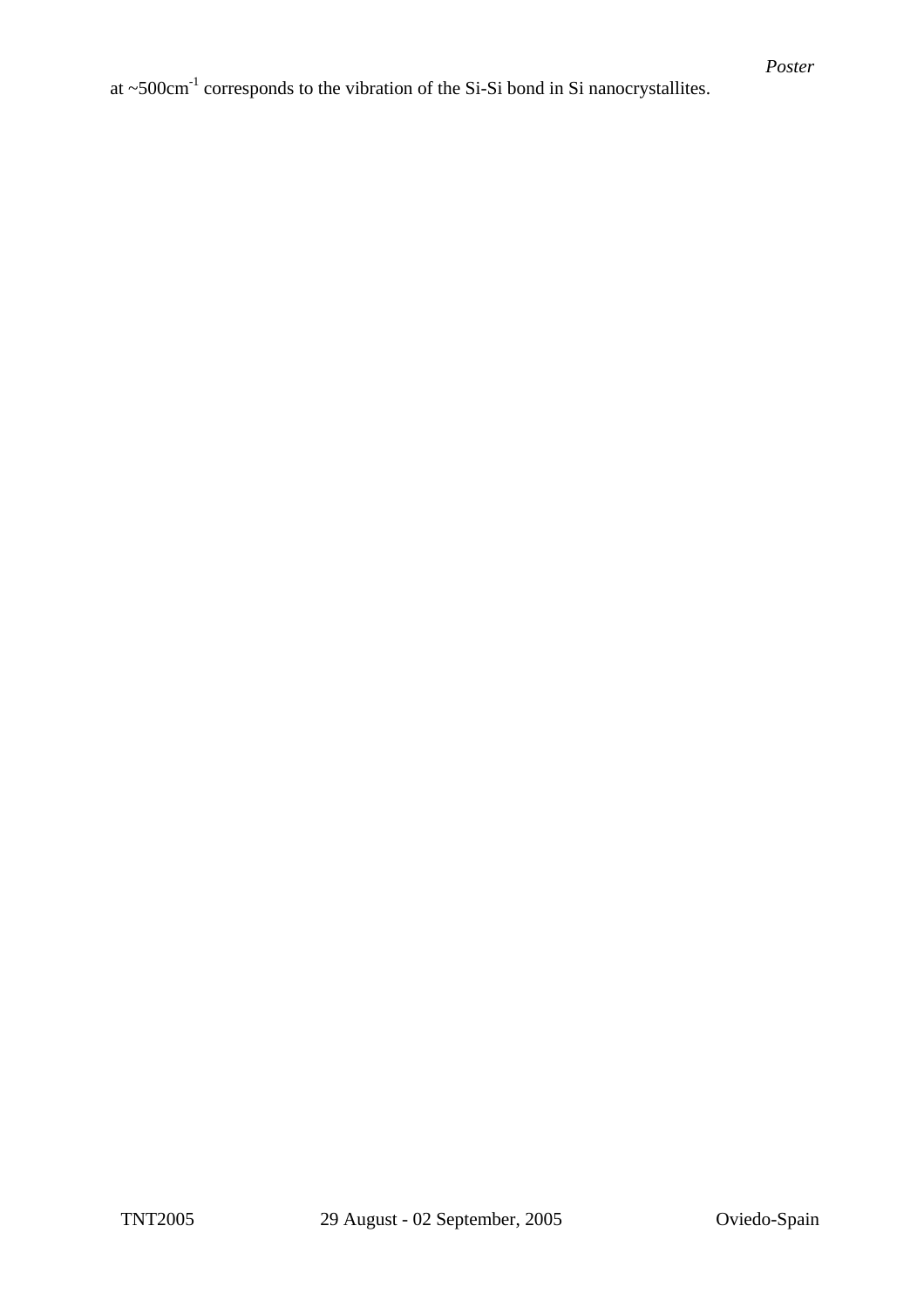at ~500cm$^{-1}$ corresponds to the vibration of the Si-Si bond in Si nanocrystallites.